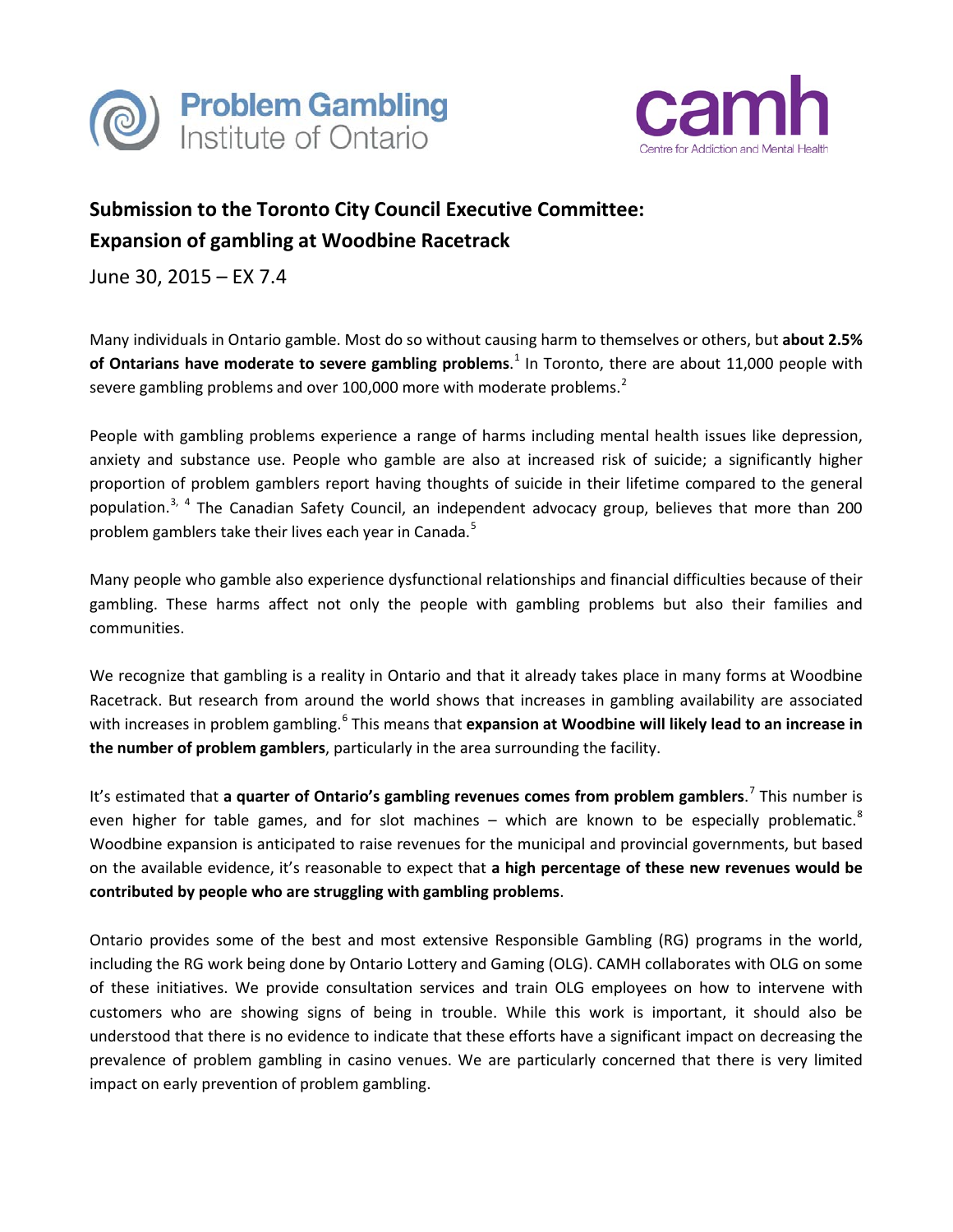Problem Gambling Institute of Ontario

camh Centre for Addiction and Mental Health

# Submission to the Toronto City Council Executive Committee: Expansion of gambling at Woodbine Racetrack

June 30, 2015 – EX 7.4

Many individuals in Ontario gamble. Most do so without causing harm to themselves or others, but **about 2.5% of Ontarians have moderate to severe gambling problems**.[1] In Toronto, there are about 11,000 people with severe gambling problems and over 100,000 more with moderate problems.[2]

People with gambling problems experience a range of harms including mental health issues like depression, anxiety and substance use. People who gamble are also at increased risk of suicide; a significantly higher proportion of problem gamblers report having thoughts of suicide in their lifetime compared to the general population.[3, 4] The Canadian Safety Council, an independent advocacy group, believes that more than 200 problem gamblers take their lives each year in Canada.[5]

Many people who gamble also experience dysfunctional relationships and financial difficulties because of their gambling. These harms affect not only the people with gambling problems but also their families and communities.

We recognize that gambling is a reality in Ontario and that it already takes place in many forms at Woodbine Racetrack. But research from around the world shows that increases in gambling availability are associated with increases in problem gambling.[6] This means that **expansion at Woodbine will likely lead to an increase in the number of problem gamblers**, particularly in the area surrounding the facility.

It's estimated that **a quarter of Ontario's gambling revenues comes from problem gamblers**.[7] This number is even higher for table games, and for slot machines – which are known to be especially problematic.[8] Woodbine expansion is anticipated to raise revenues for the municipal and provincial governments, but based on the available evidence, it's reasonable to expect that **a high percentage of these new revenues would be contributed by people who are struggling with gambling problems**.

Ontario provides some of the best and most extensive Responsible Gambling (RG) programs in the world, including the RG work being done by Ontario Lottery and Gaming (OLG). CAMH collaborates with OLG on some of these initiatives. We provide consultation services and train OLG employees on how to intervene with customers who are showing signs of being in trouble. While this work is important, it should also be understood that there is no evidence to indicate that these efforts have a significant impact on decreasing the prevalence of problem gambling in casino venues. We are particularly concerned that there is very limited impact on early prevention of problem gambling.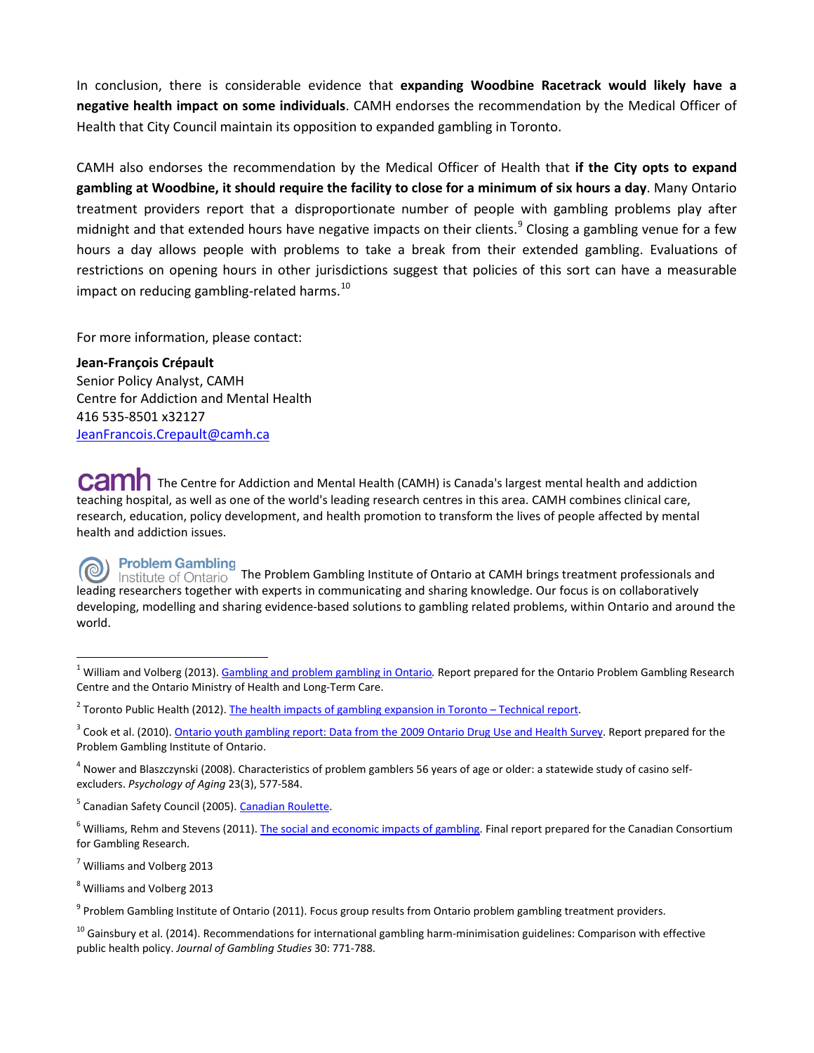In conclusion, there is considerable evidence that **expanding Woodbine Racetrack would likely have a negative health impact on some individuals**. CAMH endorses the recommendation by the Medical Officer of Health that City Council maintain its opposition to expanded gambling in Toronto.

CAMH also endorses the recommendation by the Medical Officer of Health that **if the City opts to expand gambling at Woodbine, it should require the facility to close for a minimum of six hours a day**. Many Ontario treatment providers report that a disproportionate number of people with gambling problems play after midnight and that extended hours have negative impacts on their clients.[9] Closing a gambling venue for a few hours a day allows people with problems to take a break from their extended gambling. Evaluations of restrictions on opening hours in other jurisdictions suggest that policies of this sort can have a measurable impact on reducing gambling-related harms.[10]

For more information, please contact:

**Jean-François Crépault**
Senior Policy Analyst, CAMH
Centre for Addiction and Mental Health
416 535-8501 x32127
JeanFrancois.Crepault@camh.ca

camh The Centre for Addiction and Mental Health (CAMH) is Canada's largest mental health and addiction teaching hospital, as well as one of the world's leading research centres in this area. CAMH combines clinical care, research, education, policy development, and health promotion to transform the lives of people affected by mental health and addiction issues.

Problem Gambling Institute of Ontario The Problem Gambling Institute of Ontario at CAMH brings treatment professionals and leading researchers together with experts in communicating and sharing knowledge. Our focus is on collaboratively developing, modelling and sharing evidence-based solutions to gambling related problems, within Ontario and around the world.

---

[1] William and Volberg (2013). Gambling and problem gambling in Ontario. Report prepared for the Ontario Problem Gambling Research Centre and the Ontario Ministry of Health and Long-Term Care.

[2] Toronto Public Health (2012). The health impacts of gambling expansion in Toronto – Technical report.

[3] Cook et al. (2010). Ontario youth gambling report: Data from the 2009 Ontario Drug Use and Health Survey. Report prepared for the Problem Gambling Institute of Ontario.

[4] Nower and Blaszczynski (2008). Characteristics of problem gamblers 56 years of age or older: a statewide study of casino self-excluders. *Psychology of Aging* 23(3), 577-584.

[5] Canadian Safety Council (2005). Canadian Roulette.

[6] Williams, Rehm and Stevens (2011). The social and economic impacts of gambling. Final report prepared for the Canadian Consortium for Gambling Research.

[7] Williams and Volberg 2013

[8] Williams and Volberg 2013

[9] Problem Gambling Institute of Ontario (2011). Focus group results from Ontario problem gambling treatment providers.

[10] Gainsbury et al. (2014). Recommendations for international gambling harm-minimisation guidelines: Comparison with effective public health policy. *Journal of Gambling Studies* 30: 771-788.